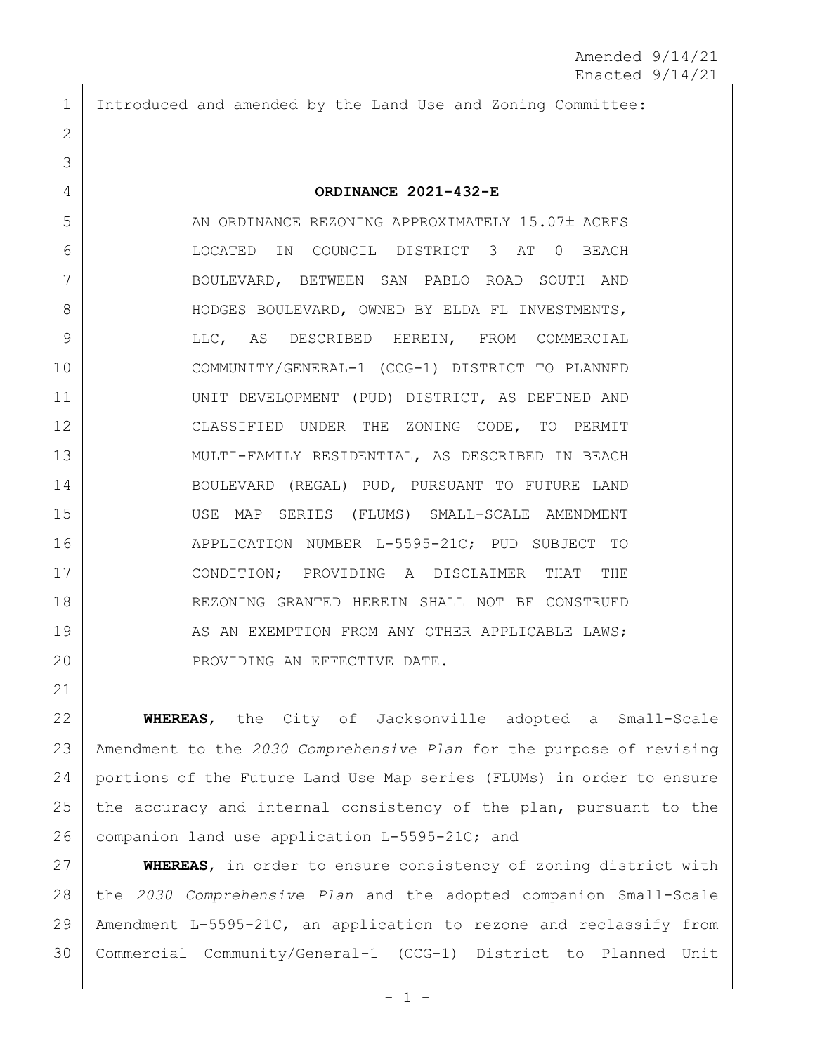Amended 9/14/21
Enacted 9/14/21

Introduced and amended by the Land Use and Zoning Committee:

**ORDINANCE 2021-432-E**

AN ORDINANCE REZONING APPROXIMATELY 15.07± ACRES LOCATED IN COUNCIL DISTRICT 3 AT 0 BEACH BOULEVARD, BETWEEN SAN PABLO ROAD SOUTH AND HODGES BOULEVARD, OWNED BY ELDA FL INVESTMENTS, LLC, AS DESCRIBED HEREIN, FROM COMMERCIAL COMMUNITY/GENERAL-1 (CCG-1) DISTRICT TO PLANNED UNIT DEVELOPMENT (PUD) DISTRICT, AS DEFINED AND CLASSIFIED UNDER THE ZONING CODE, TO PERMIT MULTI-FAMILY RESIDENTIAL, AS DESCRIBED IN BEACH BOULEVARD (REGAL) PUD, PURSUANT TO FUTURE LAND USE MAP SERIES (FLUMS) SMALL-SCALE AMENDMENT APPLICATION NUMBER L-5595-21C; PUD SUBJECT TO CONDITION; PROVIDING A DISCLAIMER THAT THE REZONING GRANTED HEREIN SHALL NOT BE CONSTRUED AS AN EXEMPTION FROM ANY OTHER APPLICABLE LAWS; PROVIDING AN EFFECTIVE DATE.

**WHEREAS**, the City of Jacksonville adopted a Small-Scale Amendment to the *2030 Comprehensive Plan* for the purpose of revising portions of the Future Land Use Map series (FLUMs) in order to ensure the accuracy and internal consistency of the plan, pursuant to the companion land use application L-5595-21C; and

**WHEREAS**, in order to ensure consistency of zoning district with the *2030 Comprehensive Plan* and the adopted companion Small-Scale Amendment L-5595-21C, an application to rezone and reclassify from Commercial Community/General-1 (CCG-1) District to Planned Unit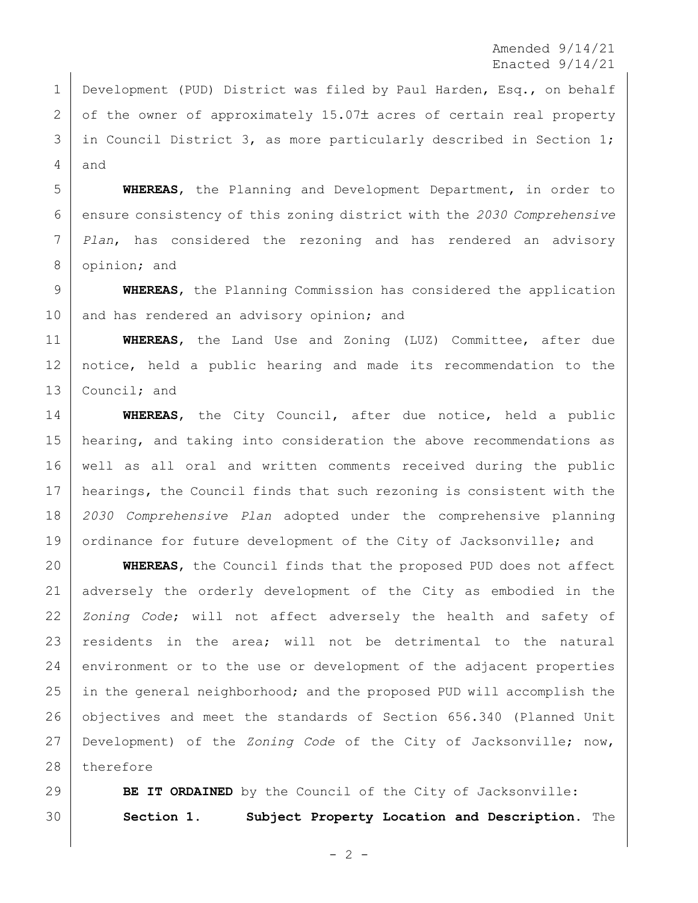Development (PUD) District was filed by Paul Harden, Esq., on behalf of the owner of approximately 15.07± acres of certain real property in Council District 3, as more particularly described in Section 1; and

**WHEREAS**, the Planning and Development Department, in order to ensure consistency of this zoning district with the *2030 Comprehensive Plan*, has considered the rezoning and has rendered an advisory opinion; and

**WHEREAS**, the Planning Commission has considered the application and has rendered an advisory opinion; and

**WHEREAS**, the Land Use and Zoning (LUZ) Committee, after due notice, held a public hearing and made its recommendation to the Council; and

**WHEREAS**, the City Council, after due notice, held a public hearing, and taking into consideration the above recommendations as well as all oral and written comments received during the public hearings, the Council finds that such rezoning is consistent with the *2030 Comprehensive Plan* adopted under the comprehensive planning ordinance for future development of the City of Jacksonville; and

**WHEREAS**, the Council finds that the proposed PUD does not affect adversely the orderly development of the City as embodied in the *Zoning Code*; will not affect adversely the health and safety of residents in the area; will not be detrimental to the natural environment or to the use or development of the adjacent properties in the general neighborhood; and the proposed PUD will accomplish the objectives and meet the standards of Section 656.340 (Planned Unit Development) of the *Zoning Code* of the City of Jacksonville; now, therefore

**BE IT ORDAINED** by the Council of the City of Jacksonville:

**Section 1. Subject Property Location and Description.** The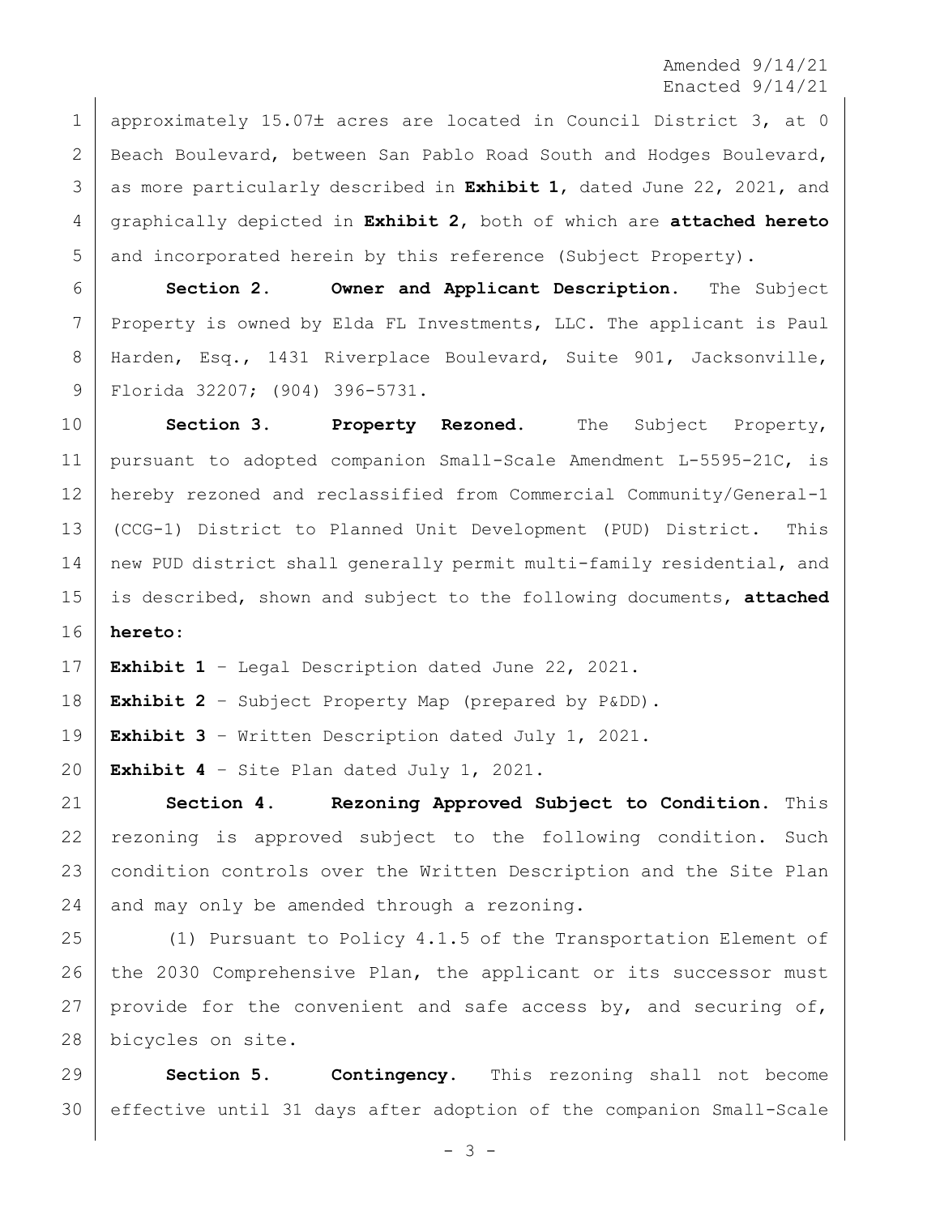Amended 9/14/21
Enacted 9/14/21

approximately 15.07± acres are located in Council District 3, at 0 Beach Boulevard, between San Pablo Road South and Hodges Boulevard, as more particularly described in **Exhibit 1**, dated June 22, 2021, and graphically depicted in **Exhibit 2**, both of which are **attached hereto** and incorporated herein by this reference (Subject Property).

**Section 2. Owner and Applicant Description.** The Subject Property is owned by Elda FL Investments, LLC. The applicant is Paul Harden, Esq., 1431 Riverplace Boulevard, Suite 901, Jacksonville, Florida 32207; (904) 396-5731.

**Section 3. Property Rezoned.** The Subject Property, pursuant to adopted companion Small-Scale Amendment L-5595-21C, is hereby rezoned and reclassified from Commercial Community/General-1 (CCG-1) District to Planned Unit Development (PUD) District. This new PUD district shall generally permit multi-family residential, and is described, shown and subject to the following documents, **attached hereto**:

**Exhibit 1** – Legal Description dated June 22, 2021.

**Exhibit 2** – Subject Property Map (prepared by P&DD).

**Exhibit 3** – Written Description dated July 1, 2021.

**Exhibit 4** – Site Plan dated July 1, 2021.

**Section 4. Rezoning Approved Subject to Condition.** This rezoning is approved subject to the following condition. Such condition controls over the Written Description and the Site Plan and may only be amended through a rezoning.

(1) Pursuant to Policy 4.1.5 of the Transportation Element of the 2030 Comprehensive Plan, the applicant or its successor must provide for the convenient and safe access by, and securing of, bicycles on site.

**Section 5. Contingency.** This rezoning shall not become effective until 31 days after adoption of the companion Small-Scale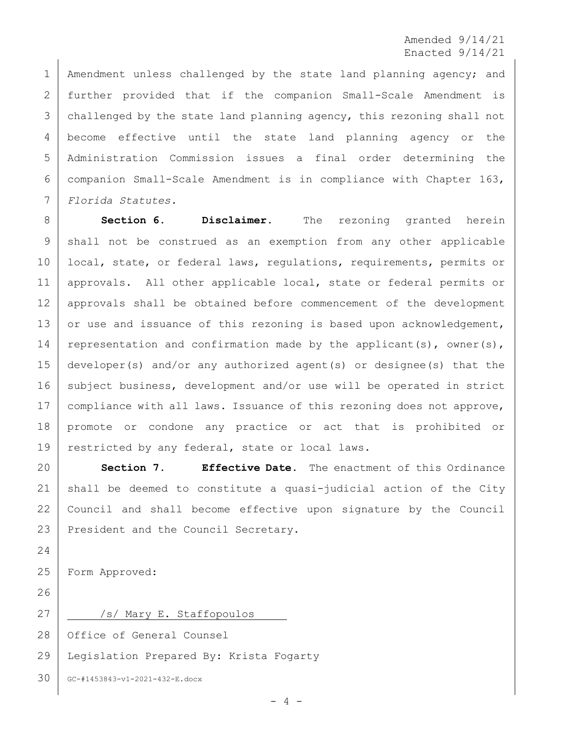Amended 9/14/21
Enacted 9/14/21

Amendment unless challenged by the state land planning agency; and further provided that if the companion Small-Scale Amendment is challenged by the state land planning agency, this rezoning shall not become effective until the state land planning agency or the Administration Commission issues a final order determining the companion Small-Scale Amendment is in compliance with Chapter 163, *Florida Statutes.*

**Section 6. Disclaimer.** The rezoning granted herein shall not be construed as an exemption from any other applicable local, state, or federal laws, regulations, requirements, permits or approvals. All other applicable local, state or federal permits or approvals shall be obtained before commencement of the development or use and issuance of this rezoning is based upon acknowledgement, representation and confirmation made by the applicant(s), owner(s), developer(s) and/or any authorized agent(s) or designee(s) that the subject business, development and/or use will be operated in strict compliance with all laws. Issuance of this rezoning does not approve, promote or condone any practice or act that is prohibited or restricted by any federal, state or local laws.

**Section 7. Effective Date.** The enactment of this Ordinance shall be deemed to constitute a quasi-judicial action of the City Council and shall become effective upon signature by the Council President and the Council Secretary.

Form Approved:

/s/ Mary E. Staffopoulos

Office of General Counsel

Legislation Prepared By: Krista Fogarty

GC-#1453843-v1-2021-432-E.docx